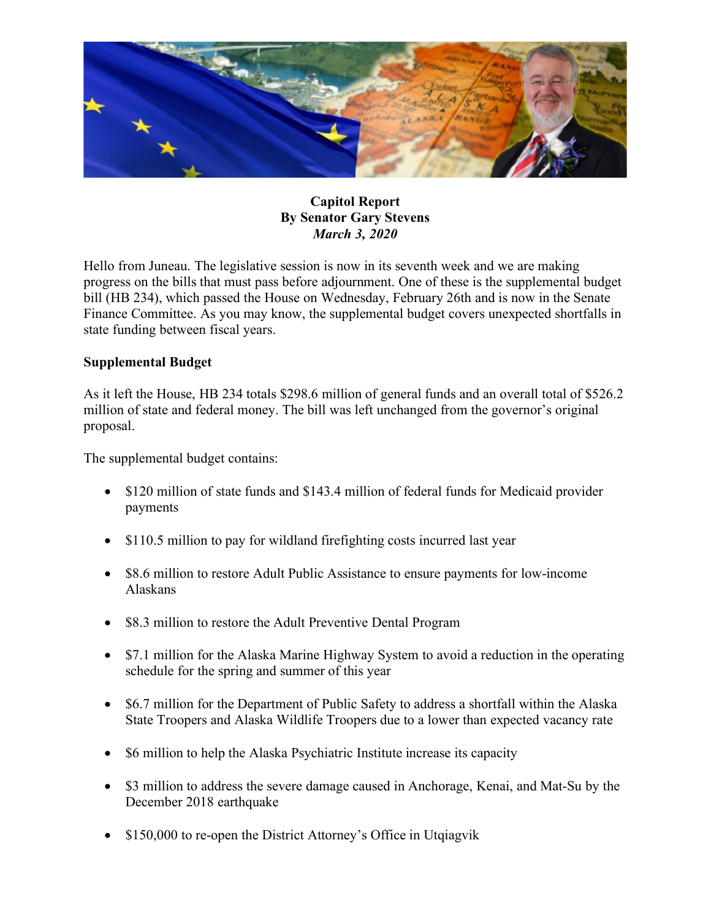**Capitol Report**
**By Senator Gary Stevens**
***March 3, 2020***

Hello from Juneau. The legislative session is now in its seventh week and we are making progress on the bills that must pass before adjournment. One of these is the supplemental budget bill (HB 234), which passed the House on Wednesday, February 26th and is now in the Senate Finance Committee. As you may know, the supplemental budget covers unexpected shortfalls in state funding between fiscal years.

**Supplemental Budget**

As it left the House, HB 234 totals $298.6 million of general funds and an overall total of $526.2 million of state and federal money. The bill was left unchanged from the governor's original proposal.

The supplemental budget contains:

- $120 million of state funds and $143.4 million of federal funds for Medicaid provider payments
- $110.5 million to pay for wildland firefighting costs incurred last year
- $8.6 million to restore Adult Public Assistance to ensure payments for low-income Alaskans
- $8.3 million to restore the Adult Preventive Dental Program
- $7.1 million for the Alaska Marine Highway System to avoid a reduction in the operating schedule for the spring and summer of this year
- $6.7 million for the Department of Public Safety to address a shortfall within the Alaska State Troopers and Alaska Wildlife Troopers due to a lower than expected vacancy rate
- $6 million to help the Alaska Psychiatric Institute increase its capacity
- $3 million to address the severe damage caused in Anchorage, Kenai, and Mat-Su by the December 2018 earthquake
- $150,000 to re-open the District Attorney's Office in Utqiagvik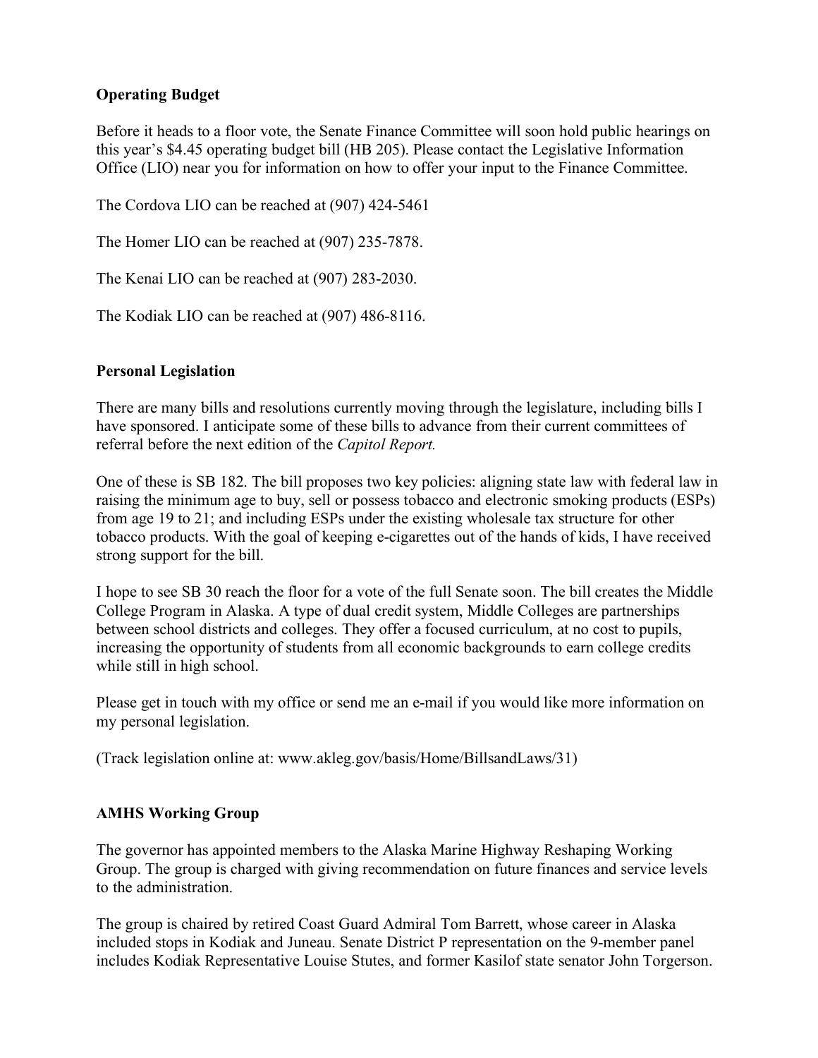## Operating Budget

Before it heads to a floor vote, the Senate Finance Committee will soon hold public hearings on this year's $4.45 operating budget bill (HB 205). Please contact the Legislative Information Office (LIO) near you for information on how to offer your input to the Finance Committee.

The Cordova LIO can be reached at (907) 424-5461

The Homer LIO can be reached at (907) 235-7878.

The Kenai LIO can be reached at (907) 283-2030.

The Kodiak LIO can be reached at (907) 486-8116.

## Personal Legislation

There are many bills and resolutions currently moving through the legislature, including bills I have sponsored. I anticipate some of these bills to advance from their current committees of referral before the next edition of the *Capitol Report.*

One of these is SB 182. The bill proposes two key policies: aligning state law with federal law in raising the minimum age to buy, sell or possess tobacco and electronic smoking products (ESPs) from age 19 to 21; and including ESPs under the existing wholesale tax structure for other tobacco products. With the goal of keeping e-cigarettes out of the hands of kids, I have received strong support for the bill.

I hope to see SB 30 reach the floor for a vote of the full Senate soon. The bill creates the Middle College Program in Alaska. A type of dual credit system, Middle Colleges are partnerships between school districts and colleges. They offer a focused curriculum, at no cost to pupils, increasing the opportunity of students from all economic backgrounds to earn college credits while still in high school.

Please get in touch with my office or send me an e-mail if you would like more information on my personal legislation.

(Track legislation online at: www.akleg.gov/basis/Home/BillsandLaws/31)

## AMHS Working Group

The governor has appointed members to the Alaska Marine Highway Reshaping Working Group. The group is charged with giving recommendation on future finances and service levels to the administration.

The group is chaired by retired Coast Guard Admiral Tom Barrett, whose career in Alaska included stops in Kodiak and Juneau. Senate District P representation on the 9-member panel includes Kodiak Representative Louise Stutes, and former Kasilof state senator John Torgerson.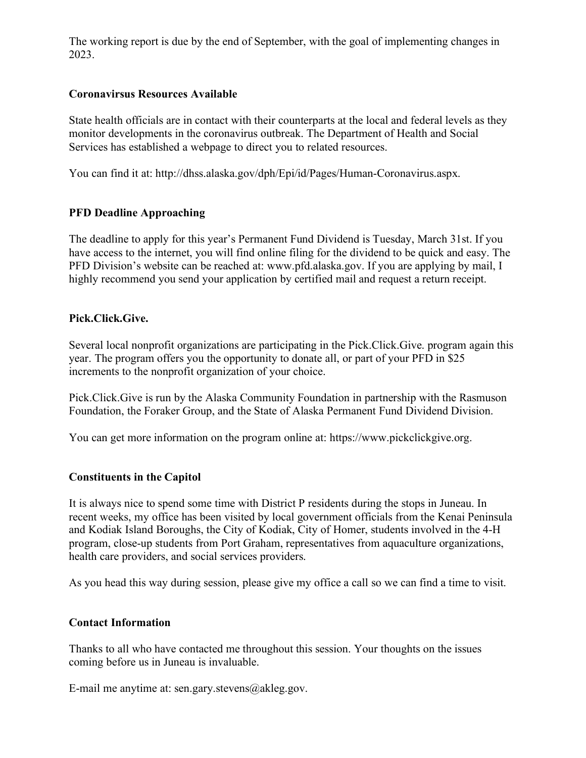The working report is due by the end of September, with the goal of implementing changes in 2023.

### Coronavirsus Resources Available

State health officials are in contact with their counterparts at the local and federal levels as they monitor developments in the coronavirus outbreak. The Department of Health and Social Services has established a webpage to direct you to related resources.

You can find it at: http://dhss.alaska.gov/dph/Epi/id/Pages/Human-Coronavirus.aspx.

### PFD Deadline Approaching

The deadline to apply for this year's Permanent Fund Dividend is Tuesday, March 31st. If you have access to the internet, you will find online filing for the dividend to be quick and easy. The PFD Division's website can be reached at: www.pfd.alaska.gov. If you are applying by mail, I highly recommend you send your application by certified mail and request a return receipt.

### Pick.Click.Give.

Several local nonprofit organizations are participating in the Pick.Click.Give. program again this year. The program offers you the opportunity to donate all, or part of your PFD in $25 increments to the nonprofit organization of your choice.

Pick.Click.Give is run by the Alaska Community Foundation in partnership with the Rasmuson Foundation, the Foraker Group, and the State of Alaska Permanent Fund Dividend Division.

You can get more information on the program online at: https://www.pickclickgive.org.

### Constituents in the Capitol

It is always nice to spend some time with District P residents during the stops in Juneau. In recent weeks, my office has been visited by local government officials from the Kenai Peninsula and Kodiak Island Boroughs, the City of Kodiak, City of Homer, students involved in the 4-H program, close-up students from Port Graham, representatives from aquaculture organizations, health care providers, and social services providers.

As you head this way during session, please give my office a call so we can find a time to visit.

### Contact Information

Thanks to all who have contacted me throughout this session. Your thoughts on the issues coming before us in Juneau is invaluable.

E-mail me anytime at: sen.gary.stevens@akleg.gov.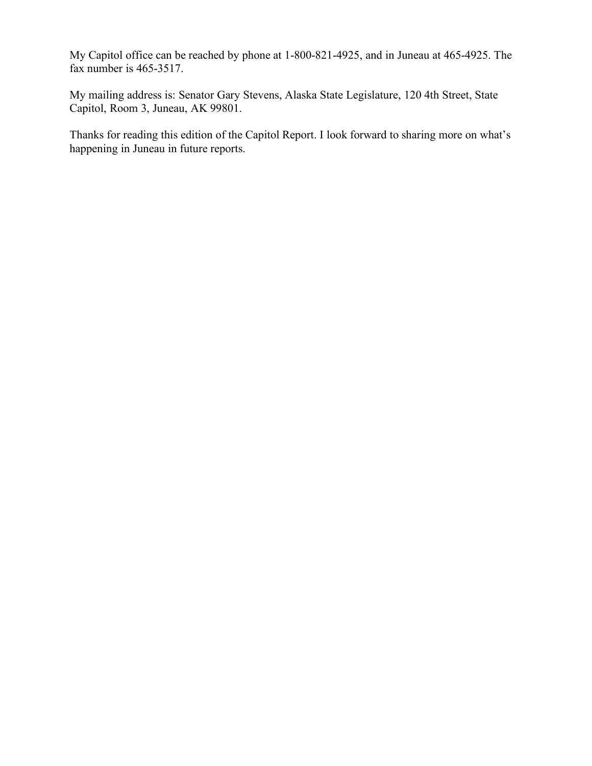My Capitol office can be reached by phone at 1-800-821-4925, and in Juneau at 465-4925. The fax number is 465-3517.

My mailing address is: Senator Gary Stevens, Alaska State Legislature, 120 4th Street, State Capitol, Room 3, Juneau, AK 99801.

Thanks for reading this edition of the Capitol Report. I look forward to sharing more on what's happening in Juneau in future reports.